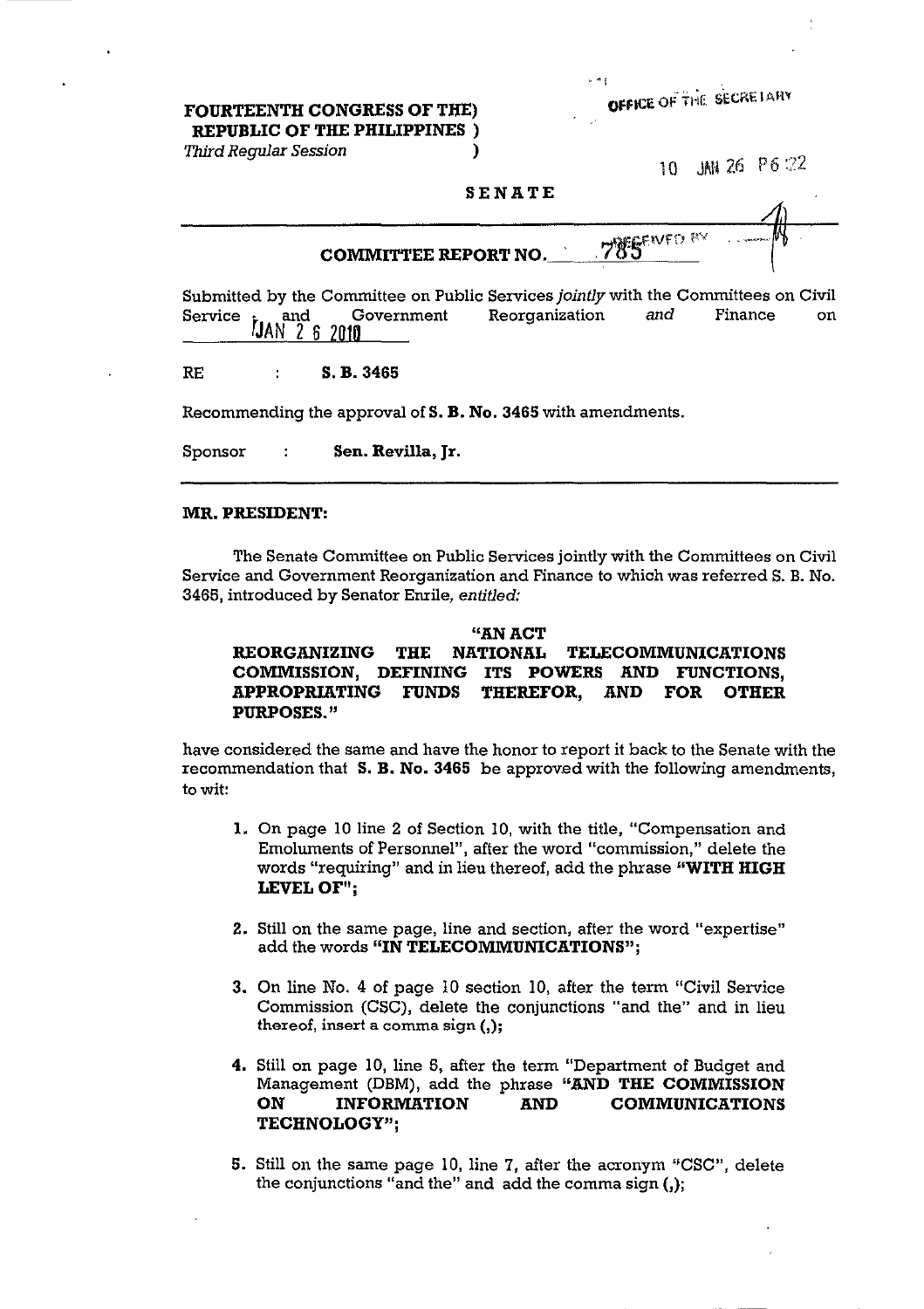**FOURTEENTH CONGRESS OF THE)**
**REPUBLIC OF THE PHILIPPINES )**
*Third Regular Session* )

OFFICE OF THE SECRETARY

10 JAN 26 P6 :22

**SENATE**

## COMMITTEE REPORT NO. 785

RECEIVED BY

Submitted by the Committee on Public Services *jointly* with the Committees on Civil Service and Government Reorganization *and* Finance on JAN 26 2010

RE : **S. B. 3465**

Recommending the approval of **S. B. No. 3465** with amendments.

Sponsor : **Sen. Revilla, Jr.**

---

**MR. PRESIDENT:**

The Senate Committee on Public Services jointly with the Committees on Civil Service and Government Reorganization and Finance to which was referred S. B. No. 3465, introduced by Senator Enrile, *entitled:*

**"AN ACT**
**REORGANIZING THE NATIONAL TELECOMMUNICATIONS COMMISSION, DEFINING ITS POWERS AND FUNCTIONS, APPROPRIATING FUNDS THEREFOR, AND FOR OTHER PURPOSES."**

have considered the same and have the honor to report it back to the Senate with the recommendation that **S. B. No. 3465** be approved with the following amendments, to wit:

1. On page 10 line 2 of Section 10, with the title, "Compensation and Emoluments of Personnel", after the word "commission," delete the words "requiring" and in lieu thereof, add the phrase **"WITH HIGH LEVEL OF"**;

2. Still on the same page, line and section, after the word "expertise" add the words **"IN TELECOMMUNICATIONS"**;

3. On line No. 4 of page 10 section 10, after the term "Civil Service Commission (CSC), delete the conjunctions "and the" and in lieu thereof, insert a comma sign (,);

4. Still on page 10, line 5, after the term "Department of Budget and Management (DBM), add the phrase **"AND THE COMMISSION ON INFORMATION AND COMMUNICATIONS TECHNOLOGY"**;

5. Still on the same page 10, line 7, after the acronym "CSC", delete the conjunctions "and the" and add the comma sign (,);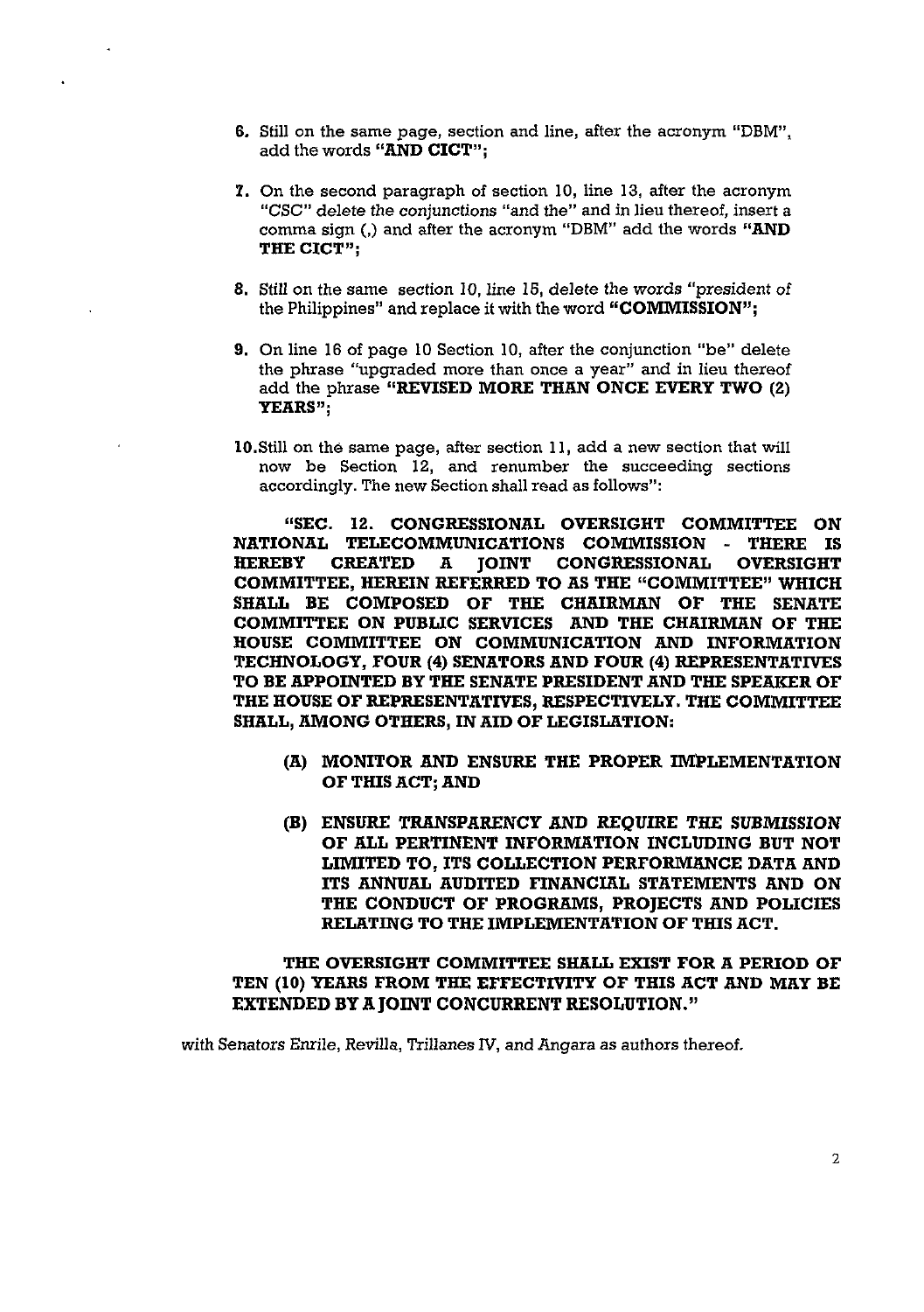6. Still on the same page, section and line, after the acronym "DBM", add the words **"AND CICT"**;

7. On the second paragraph of section 10, line 13, after the acronym "CSC" delete the conjunctions "and the" and in lieu thereof, insert a comma sign (,) and after the acronym "DBM" add the words **"AND THE CICT"**;

8. Still on the same section 10, line 15, delete the words "president of the Philippines" and replace it with the word **"COMMISSION"**;

9. On line 16 of page 10 Section 10, after the conjunction "be" delete the phrase "upgraded more than once a year" and in lieu thereof add the phrase **"REVISED MORE THAN ONCE EVERY TWO (2) YEARS"**;

10. Still on the same page, after section 11, add a new section that will now be Section 12, and renumber the succeeding sections accordingly. The new Section shall read as follows":

**"SEC. 12. CONGRESSIONAL OVERSIGHT COMMITTEE ON NATIONAL TELECOMMUNICATIONS COMMISSION - THERE IS HEREBY CREATED A JOINT CONGRESSIONAL OVERSIGHT COMMITTEE, HEREIN REFERRED TO AS THE "COMMITTEE" WHICH SHALL BE COMPOSED OF THE CHAIRMAN OF THE SENATE COMMITTEE ON PUBLIC SERVICES AND THE CHAIRMAN OF THE HOUSE COMMITTEE ON COMMUNICATION AND INFORMATION TECHNOLOGY, FOUR (4) SENATORS AND FOUR (4) REPRESENTATIVES TO BE APPOINTED BY THE SENATE PRESIDENT AND THE SPEAKER OF THE HOUSE OF REPRESENTATIVES, RESPECTIVELY. THE COMMITTEE SHALL, AMONG OTHERS, IN AID OF LEGISLATION:**

**(A) MONITOR AND ENSURE THE PROPER IMPLEMENTATION OF THIS ACT; AND**

**(B) ENSURE TRANSPARENCY AND REQUIRE THE SUBMISSION OF ALL PERTINENT INFORMATION INCLUDING BUT NOT LIMITED TO, ITS COLLECTION PERFORMANCE DATA AND ITS ANNUAL AUDITED FINANCIAL STATEMENTS AND ON THE CONDUCT OF PROGRAMS, PROJECTS AND POLICIES RELATING TO THE IMPLEMENTATION OF THIS ACT.**

**THE OVERSIGHT COMMITTEE SHALL EXIST FOR A PERIOD OF TEN (10) YEARS FROM THE EFFECTIVITY OF THIS ACT AND MAY BE EXTENDED BY A JOINT CONCURRENT RESOLUTION."**

*with Senators Enrile, Revilla, Trillanes IV, and Angara as authors thereof.*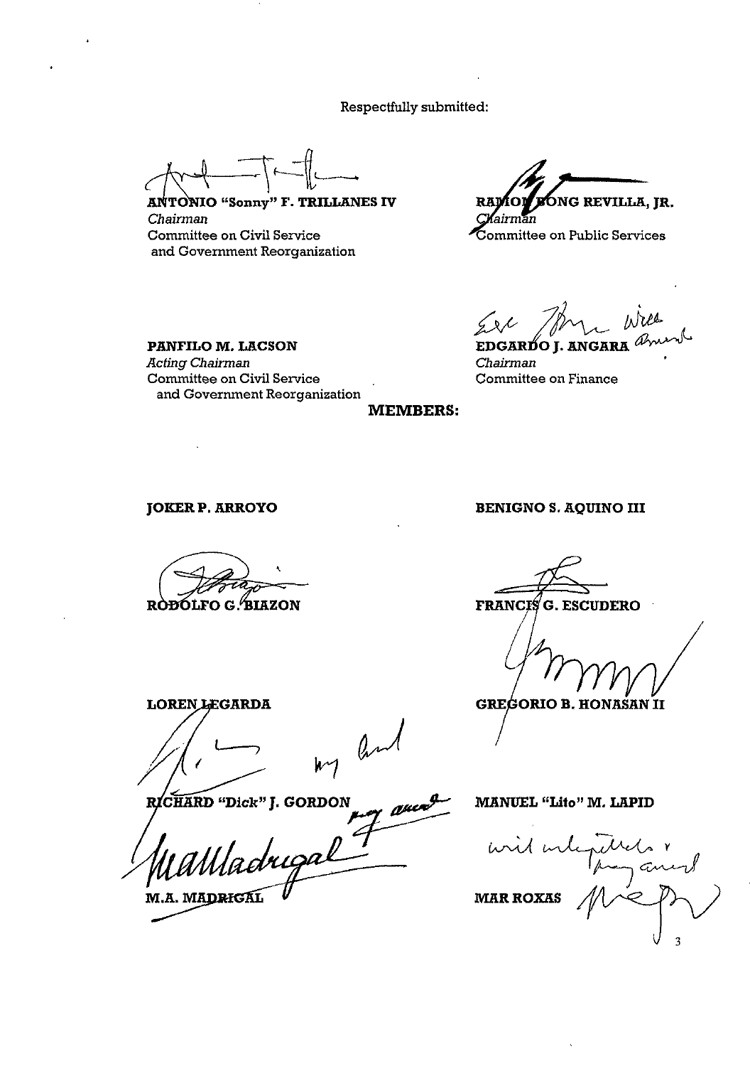Respectfully submitted:

| | |
|---|---|
| **ANTONIO "Sonny" F. TRILLANES IV**<br>*Chairman*<br>Committee on Civil Service and Government Reorganization | **RAMON BONG REVILLA, JR.**<br>*Chairman*<br>Committee on Public Services |
| **PANFILO M. LACSON**<br>*Acting Chairman*<br>Committee on Civil Service and Government Reorganization | With amend<br>**EDGARDO J. ANGARA**<br>*Chairman*<br>Committee on Finance |

**MEMBERS:**

| | |
|---|---|
| **JOKER P. ARROYO** | **BENIGNO S. AQUINO III** |
| **RODOLFO G. BIAZON** | **FRANCIS G. ESCUDERO** |
| **LOREN LEGARDA** | **GREGORIO B. HONASAN II** |
| my amd<br>**RICHARD "Dick" J. GORDON** | **MANUEL "Lito" M. LAPID** |
| may amend<br>**M.A. MADRIGAL** | with interpellations, may amend<br>**MAR ROXAS** |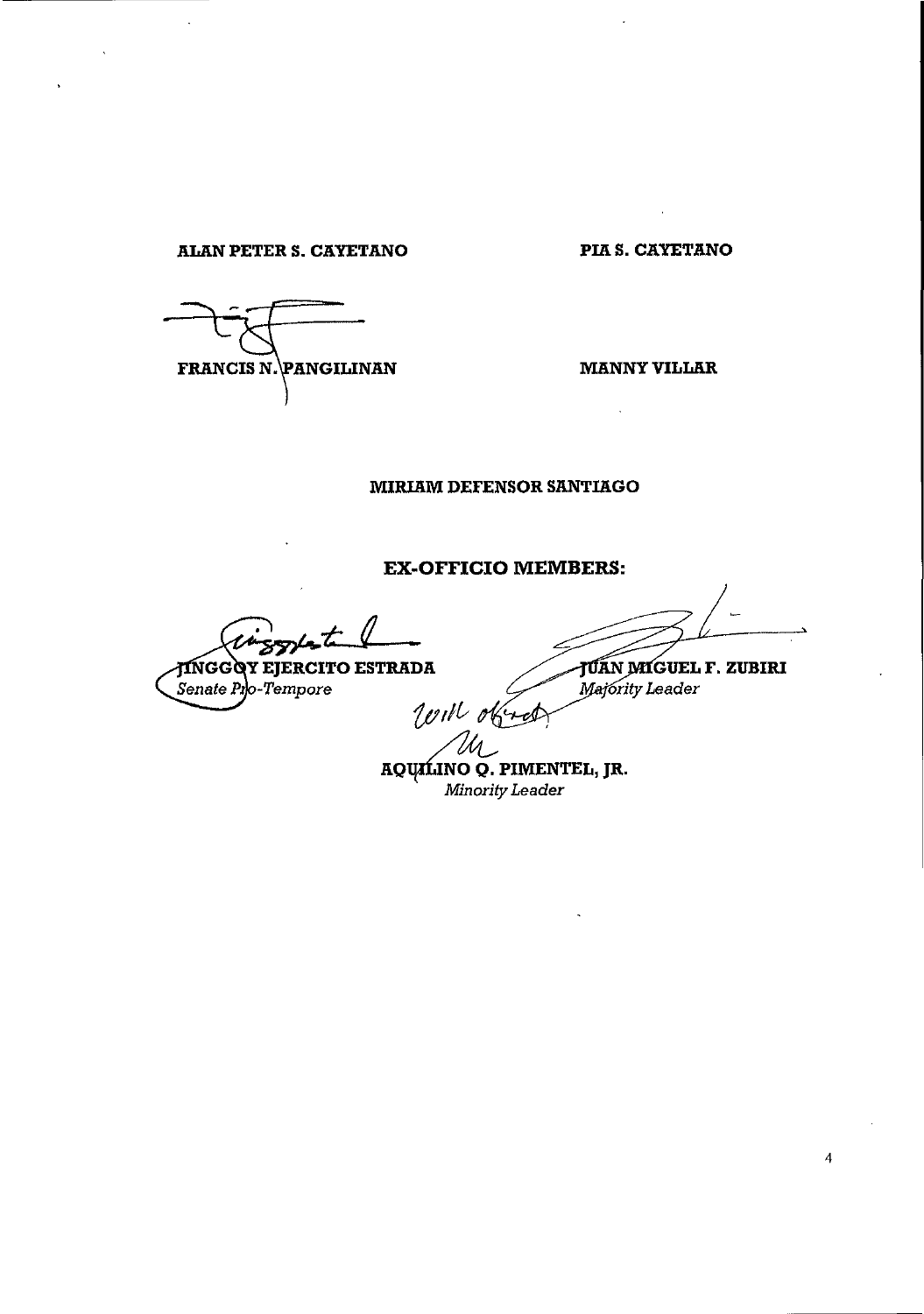ALAN PETER S. CAYETANO

PIA S. CAYETANO

FRANCIS N. PANGILINAN

MANNY VILLAR

MIRIAM DEFENSOR SANTIAGO

## EX-OFFICIO MEMBERS:

JINGGOY EJERCITO ESTRADA
*Senate Pro-Tempore*

JUAN MIGUEL F. ZUBIRI
*Majority Leader*

Will object

AQUILINO Q. PIMENTEL, JR.
*Minority Leader*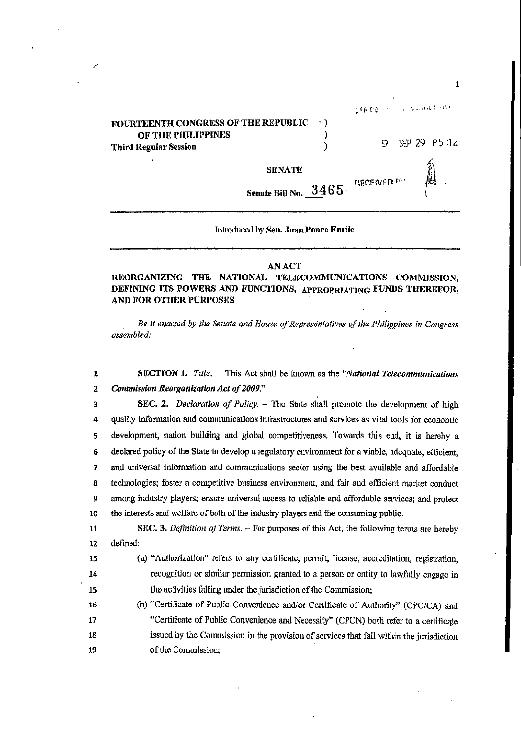FOURTEENTH CONGRESS OF THE REPUBLIC )
OF THE PHILIPPINES )
Third Regular Session )

9 SEP 29 P5:12

SENATE

RECEIVED BY

Senate Bill No. 3465

Introduced by **Sen. Juan Ponce Enrile**

**AN ACT**
**REORGANIZING THE NATIONAL TELECOMMUNICATIONS COMMISSION, DEFINING ITS POWERS AND FUNCTIONS, APPROPRIATING FUNDS THEREFOR, AND FOR OTHER PURPOSES**

*Be it enacted by the Senate and House of Representatives of the Philippines in Congress assembled:*

**SECTION 1.** *Title.* – This Act shall be known as the "***National Telecommunications Commission Reorganization Act of 2009.***"

**SEC. 2.** *Declaration of Policy.* – The State shall promote the development of high quality information and communications infrastructures and services as vital tools for economic development, nation building and global competitiveness. Towards this end, it is hereby a declared policy of the State to develop a regulatory environment for a viable, adequate, efficient, and universal information and communications sector using the best available and affordable technologies; foster a competitive business environment, and fair and efficient market conduct among industry players; ensure universal access to reliable and affordable services; and protect the interests and welfare of both of the industry players and the consuming public.

**SEC. 3.** *Definition of Terms.* – For purposes of this Act, the following terms are hereby defined:

(a) "Authorization" refers to any certificate, permit, license, accreditation, registration, recognition or similar permission granted to a person or entity to lawfully engage in the activities falling under the jurisdiction of the Commission;

(b) "Certificate of Public Convenience and/or Certificate of Authority" (CPC/CA) and "Certificate of Public Convenience and Necessity" (CPCN) both refer to a certificate issued by the Commission in the provision of services that fall within the jurisdiction of the Commission;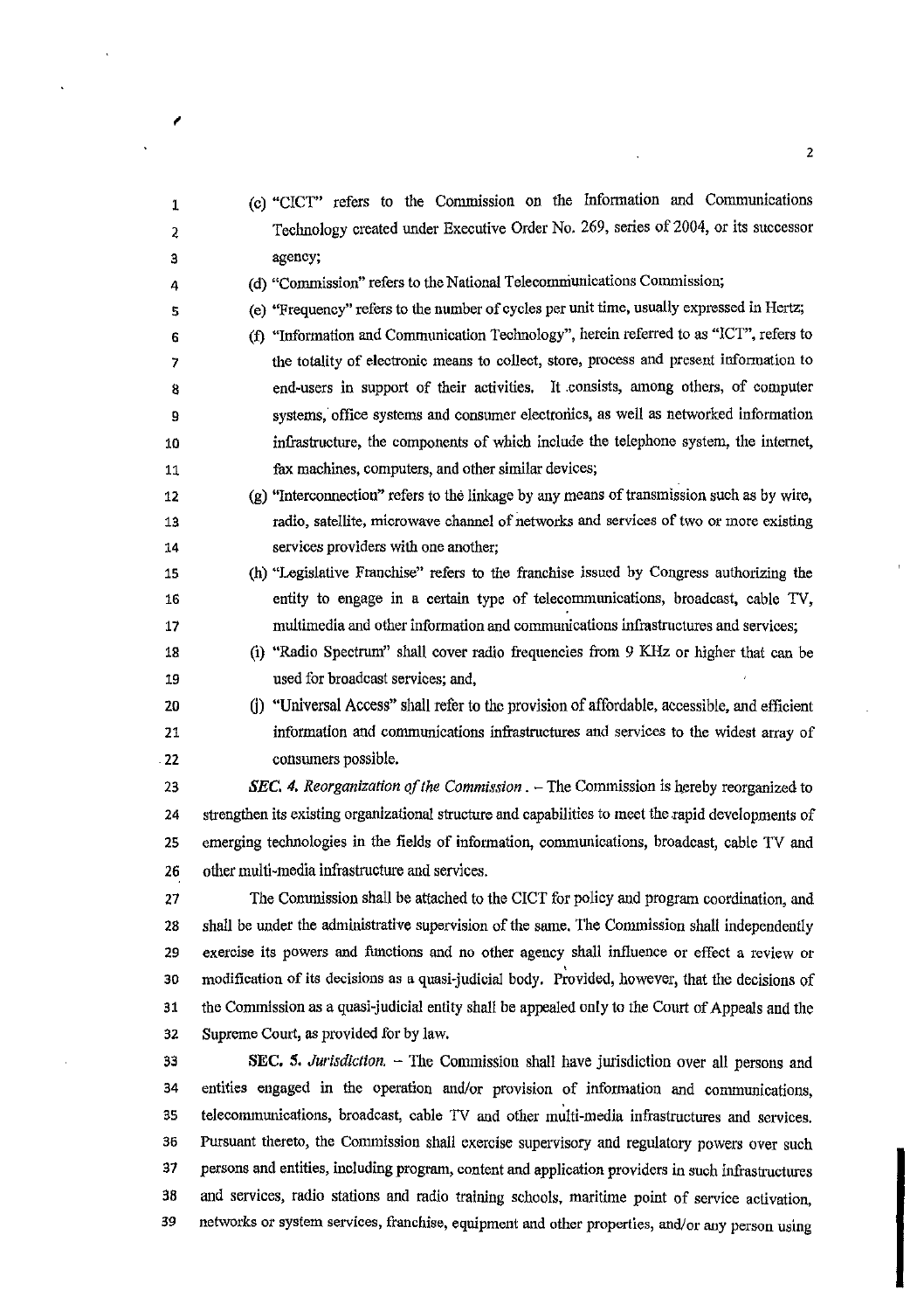(c) "CICT" refers to the Commission on the Information and Communications Technology created under Executive Order No. 269, series of 2004, or its successor agency;

(d) "Commission" refers to the National Telecommunications Commission;

(e) "Frequency" refers to the number of cycles per unit time, usually expressed in Hertz;

(f) "Information and Communication Technology", herein referred to as "ICT", refers to the totality of electronic means to collect, store, process and present information to end-users in support of their activities. It consists, among others, of computer systems, office systems and consumer electronics, as well as networked information infrastructure, the components of which include the telephone system, the internet, fax machines, computers, and other similar devices;

(g) "Interconnection" refers to the linkage by any means of transmission such as by wire, radio, satellite, microwave channel of networks and services of two or more existing services providers with one another;

(h) "Legislative Franchise" refers to the franchise issued by Congress authorizing the entity to engage in a certain type of telecommunications, broadcast, cable TV, multimedia and other information and communications infrastructures and services;

(i) "Radio Spectrum" shall cover radio frequencies from 9 KHz or higher that can be used for broadcast services; and,

(j) "Universal Access" shall refer to the provision of affordable, accessible, and efficient information and communications infrastructures and services to the widest array of consumers possible.

*SEC. 4. Reorganization of the Commission*. – The Commission is hereby reorganized to strengthen its existing organizational structure and capabilities to meet the rapid developments of emerging technologies in the fields of information, communications, broadcast, cable TV and other multi-media infrastructure and services.

The Commission shall be attached to the CICT for policy and program coordination, and shall be under the administrative supervision of the same. The Commission shall independently exercise its powers and functions and no other agency shall influence or effect a review or modification of its decisions as a quasi-judicial body. Provided, however, that the decisions of the Commission as a quasi-judicial entity shall be appealed only to the Court of Appeals and the Supreme Court, as provided for by law.

**SEC. 5.** *Jurisdiction.* – The Commission shall have jurisdiction over all persons and entities engaged in the operation and/or provision of information and communications, telecommunications, broadcast, cable TV and other multi-media infrastructures and services. Pursuant thereto, the Commission shall exercise supervisory and regulatory powers over such persons and entities, including program, content and application providers in such infrastructures and services, radio stations and radio training schools, maritime point of service activation, networks or system services, franchise, equipment and other properties, and/or any person using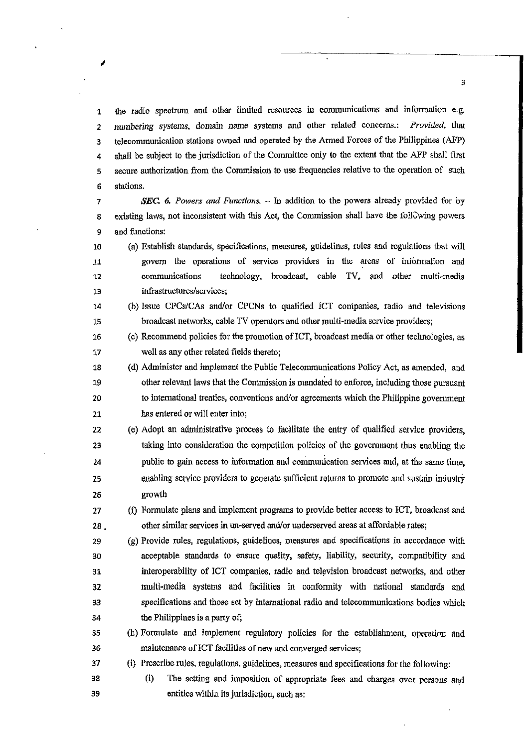the radio spectrum and other limited resources in communications and information e.g. *numbering systems,* domain name systems and other related concerns.: *Provided,* that telecommunication stations owned and operated by the Armed Forces of the Philippines (AFP) shall be subject to the jurisdiction of the Committee only to the extent that the AFP shall first secure authorization from the Commission to use frequencies relative to the operation of such stations.

***SEC. 6.*** *Powers and Functions.* – In addition to the powers already provided for by existing laws, not inconsistent with this Act, the Commission shall have the following powers and functions:

(a) Establish standards, specifications, measures, guidelines, rules and regulations that will govern the operations of service providers in the areas of information and communications technology, broadcast, cable TV, and other multi-media infrastructures/services;

(b) Issue CPCs/CAs and/or CPCNs to qualified ICT companies, radio and televisions broadcast networks, cable TV operators and other multi-media service providers;

(c) Recommend policies for the promotion of ICT, broadcast media or other technologies, as well as any other related fields thereto;

(d) Administer and implement the Public Telecommunications Policy Act, as amended, and other relevant laws that the Commission is mandated to enforce, including those pursuant to international treaties, conventions and/or agreements which the Philippine government has entered or will enter into;

(e) Adopt an administrative process to facilitate the entry of qualified service providers, taking into consideration the competition policies of the government thus enabling the public to gain access to information and communication services and, at the same time, enabling service providers to generate sufficient returns to promote and sustain industry growth

(f) Formulate plans and implement programs to provide better access to ICT, broadcast and other similar services in un-served and/or underserved areas at affordable rates;

(g) Provide rules, regulations, guidelines, measures and specifications in accordance with acceptable standards to ensure quality, safety, liability, security, compatibility and interoperability of ICT companies, radio and television broadcast networks, and other multi-media systems and facilities in conformity with national standards and specifications and those set by international radio and telecommunications bodies which the Philippines is a party of;

(h) Formulate and implement regulatory policies for the establishment, operation and maintenance of ICT facilities of new and converged services;

(i) Prescribe rules, regulations, guidelines, measures and specifications for the following:

  (i) The setting and imposition of appropriate fees and charges over persons and entities within its jurisdiction, such as: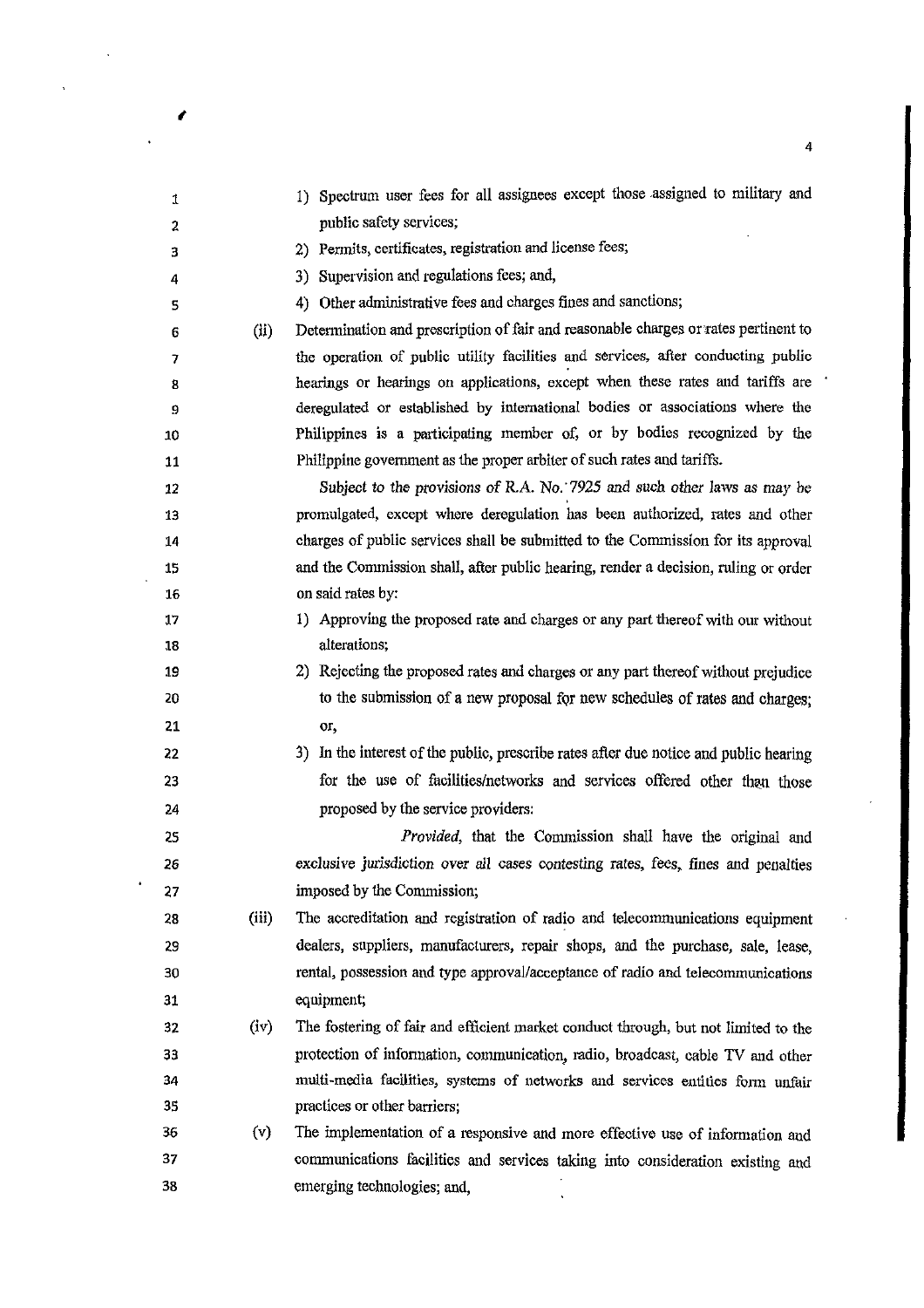1) Spectrum user fees for all assignees except those assigned to military and public safety services;
2) Permits, certificates, registration and license fees;
3) Supervision and regulations fees; and,
4) Other administrative fees and charges fines and sanctions;

(ii) Determination and prescription of fair and reasonable charges or rates pertinent to the operation of public utility facilities and services, after conducting public hearings or hearings on applications, except when these rates and tariffs are deregulated or established by international bodies or associations where the Philippines is a participating member of, or by bodies recognized by the Philippine government as the proper arbiter of such rates and tariffs.

*Subject to the provisions of R.A. No. 7925* and such other laws as may be promulgated, except where deregulation has been authorized, rates and other charges of public services shall be submitted to the Commission for its approval and the Commission shall, after public hearing, render a decision, ruling or order on said rates by:

1) Approving the proposed rate and charges or any part thereof with our without alterations;
2) Rejecting the proposed rates and charges or any part thereof without prejudice to the submission of a new proposal for new schedules of rates and charges; or,
3) In the interest of the public, prescribe rates after due notice and public hearing for the use of facilities/networks and services offered other than those proposed by the service providers:

*Provided*, that the Commission shall have the original and exclusive *jurisdiction* over *all* cases contesting rates, fees, fines and penalties imposed by the Commission;

(iii) The accreditation and registration of radio and telecommunications equipment dealers, suppliers, manufacturers, repair shops, and the purchase, sale, lease, rental, possession and type approval/acceptance of radio and telecommunications equipment;

(iv) The fostering of fair and efficient market conduct through, but not limited to the protection of information, communication, radio, broadcast, cable TV and other multi-media facilities, systems of networks and services entities form unfair practices or other barriers;

(v) The implementation of a responsive and more effective use of information and communications facilities and services taking into consideration existing and emerging technologies; and,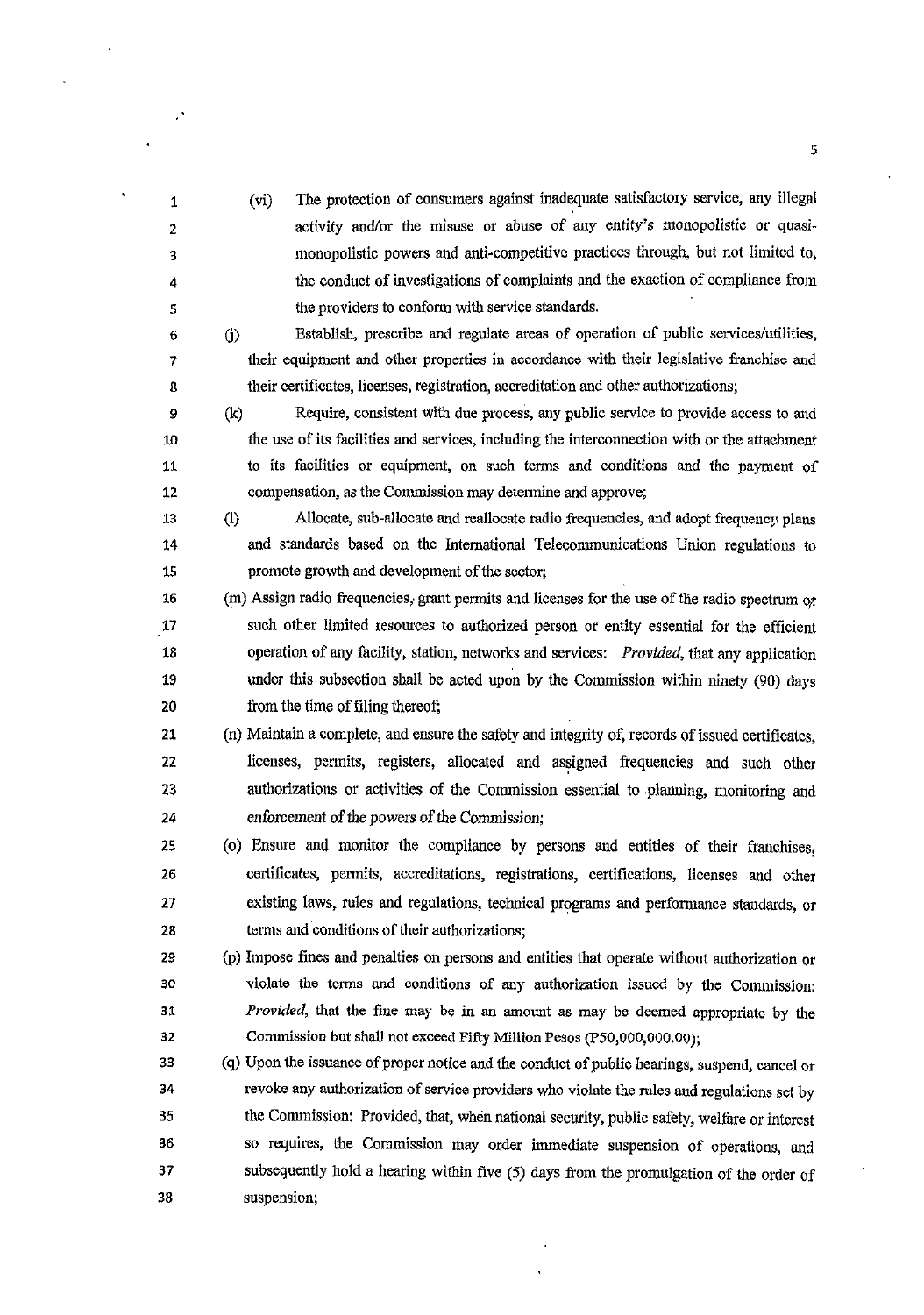(vi) The protection of consumers against inadequate satisfactory service, any illegal activity and/or the misuse or abuse of any entity's monopolistic or quasi-monopolistic powers and anti-competitive practices through, but not limited to, the conduct of investigations of complaints and the exaction of compliance from the providers to conform with service standards.

(j) Establish, prescribe and regulate areas of operation of public services/utilities, their equipment and other properties in accordance with their legislative franchise and their certificates, licenses, registration, accreditation and other authorizations;

(k) Require, consistent with due process, any public service to provide access to and the use of its facilities and services, including the interconnection with or the attachment to its facilities or equipment, on such terms and conditions and the payment of compensation, as the Commission may determine and approve;

(l) Allocate, sub-allocate and reallocate radio frequencies, and adopt frequency plans and standards based on the International Telecommunications Union regulations to promote growth and development of the sector;

(m) Assign radio frequencies, grant permits and licenses for the use of the radio spectrum or such other limited resources to authorized person or entity essential for the efficient operation of any facility, station, networks and services: *Provided*, that any application under this subsection shall be acted upon by the Commission within ninety (90) days from the time of filing thereof;

(n) Maintain a complete, and ensure the safety and integrity of, records of issued certificates, licenses, permits, registers, allocated and assigned frequencies and such other authorizations or activities of the Commission essential to planning, monitoring and enforcement of the powers of the Commission;

(o) Ensure and monitor the compliance by persons and entities of their franchises, certificates, permits, accreditations, registrations, certifications, licenses and other existing laws, rules and regulations, technical programs and performance standards, or terms and conditions of their authorizations;

(p) Impose fines and penalties on persons and entities that operate without authorization or violate the terms and conditions of any authorization issued by the Commission: *Provided*, that the fine may be in an amount as may be deemed appropriate by the Commission but shall not exceed Fifty Million Pesos (P50,000,000.00);

(q) Upon the issuance of proper notice and the conduct of public hearings, suspend, cancel or revoke any authorization of service providers who violate the rules and regulations set by the Commission: Provided, that, when national security, public safety, welfare or interest so requires, the Commission may order immediate suspension of operations, and subsequently hold a hearing within five (5) days from the promulgation of the order of suspension;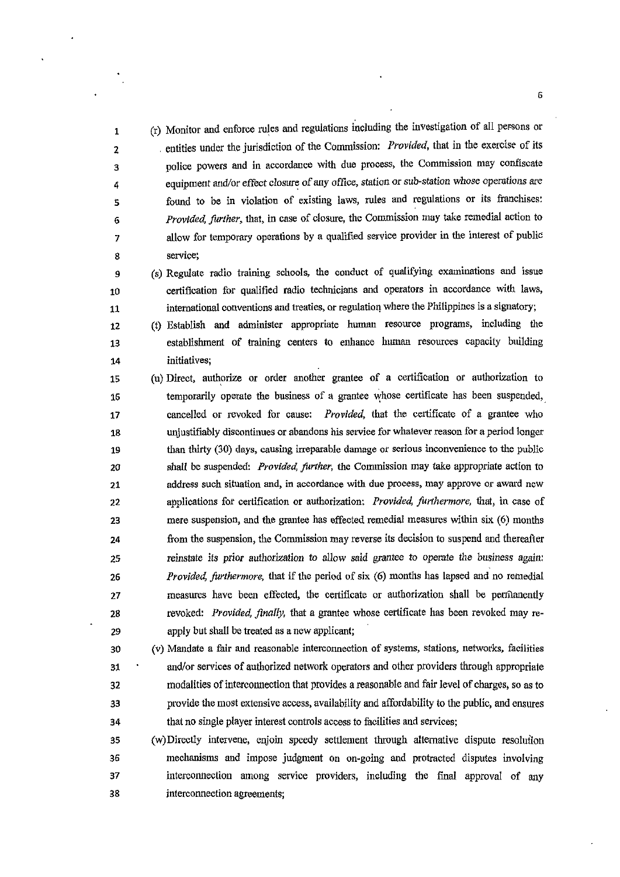(r) Monitor and enforce rules and regulations including the investigation of all persons or entities under the jurisdiction of the Commission: *Provided*, that in the exercise of its police powers and in accordance with due process, the Commission may confiscate equipment and/or effect closure of any office, station or sub-station whose operations are found to be in violation of existing laws, rules and regulations or its franchises: *Provided, further*, that, in case of closure, the Commission may take remedial action to allow for temporary operations by a qualified service provider in the interest of public service;

(s) Regulate radio training schools, the conduct of qualifying examinations and issue certification for qualified radio technicians and operators in accordance with laws, international conventions and treaties, or regulation where the Philippines is a signatory;

(t) Establish and administer appropriate human resource programs, including the establishment of training centers to enhance human resources capacity building initiatives;

(u) Direct, authorize or order another grantee of a certification or authorization to temporarily operate the business of a grantee whose certificate has been suspended, cancelled or revoked for cause: *Provided*, that the certificate of a grantee who unjustifiably discontinues or abandons his service for whatever reason for a period longer than thirty (30) days, causing irreparable damage or serious inconvenience to the public shall be suspended: *Provided, further*, the Commission may take appropriate action to address such situation and, in accordance with due process, may approve or award new applications for certification or authorization: *Provided, furthermore*, that, in case of mere suspension, and the grantee has effected remedial measures within six (6) months from the suspension, the Commission may reverse its decision to suspend and thereafter reinstate its prior authorization to allow said grantee to operate the business again: *Provided, furthermore*, that if the period of six (6) months has lapsed and no remedial measures have been effected, the certificate or authorization shall be permanently revoked: *Provided, finally*, that a grantee whose certificate has been revoked may re-apply but shall be treated as a new applicant;

(v) Mandate a fair and reasonable interconnection of systems, stations, networks, facilities and/or services of authorized network operators and other providers through appropriate modalities of interconnection that provides a reasonable and fair level of charges, so as to provide the most extensive access, availability and affordability to the public, and ensures that no single player interest controls access to facilities and services;

(w) Directly intervene, enjoin speedy settlement through alternative dispute resolution mechanisms and impose judgment on on-going and protracted disputes involving interconnection among service providers, including the final approval of any interconnection agreements;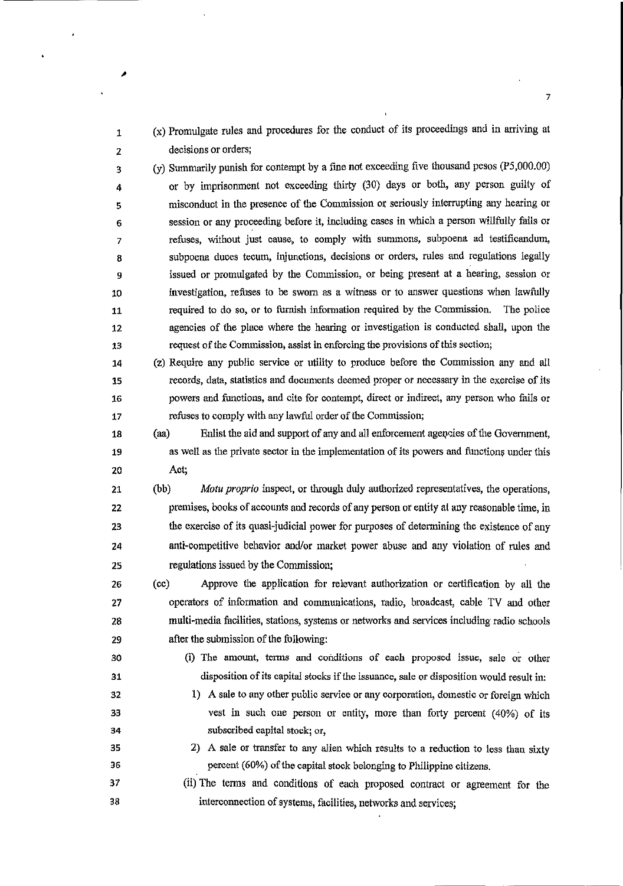(x) Promulgate rules and procedures for the conduct of its proceedings and in arriving at decisions or orders;

(y) Summarily punish for contempt by a fine not exceeding five thousand pesos (P5,000.00) or by imprisonment not exceeding thirty (30) days or both, any person guilty of misconduct in the presence of the Commission or seriously interrupting any hearing or session or any proceeding before it, including cases in which a person willfully fails or refuses, without just cause, to comply with summons, subpoena ad testificandum, subpoena duces tecum, injunctions, decisions or orders, rules and regulations legally issued or promulgated by the Commission, or being present at a hearing, session or investigation, refuses to be sworn as a witness or to answer questions when lawfully required to do so, or to furnish information required by the Commission. The police agencies of the place where the hearing or investigation is conducted shall, upon the request of the Commission, assist in enforcing the provisions of this section;

(z) Require any public service or utility to produce before the Commission any and all records, data, statistics and documents deemed proper or necessary in the exercise of its powers and functions, and cite for contempt, direct or indirect, any person who fails or refuses to comply with any lawful order of the Commission;

(aa) Enlist the aid and support of any and all enforcement agencies of the Government, as well as the private sector in the implementation of its powers and functions under this Act;

(bb) *Motu proprio* inspect, or through duly authorized representatives, the operations, premises, books of accounts and records of any person or entity at any reasonable time, in the exercise of its quasi-judicial power for purposes of determining the existence of any anti-competitive behavior and/or market power abuse and any violation of rules and regulations issued by the Commission;

(cc) Approve the application for relevant authorization or certification by all the operators of information and communications, radio, broadcast, cable TV and other multi-media facilities, stations, systems or networks and services including radio schools after the submission of the following:

(i) The amount, terms and conditions of each proposed issue, sale or other disposition of its capital stocks if the issuance, sale or disposition would result in:

1) A sale to any other public service or any corporation, domestic or foreign which vest in such one person or entity, more than forty percent (40%) of its subscribed capital stock; or,

2) A sale or transfer to any alien which results to a reduction to less than sixty percent (60%) of the capital stock belonging to Philippine citizens.

(ii) The terms and conditions of each proposed contract or agreement for the interconnection of systems, facilities, networks and services;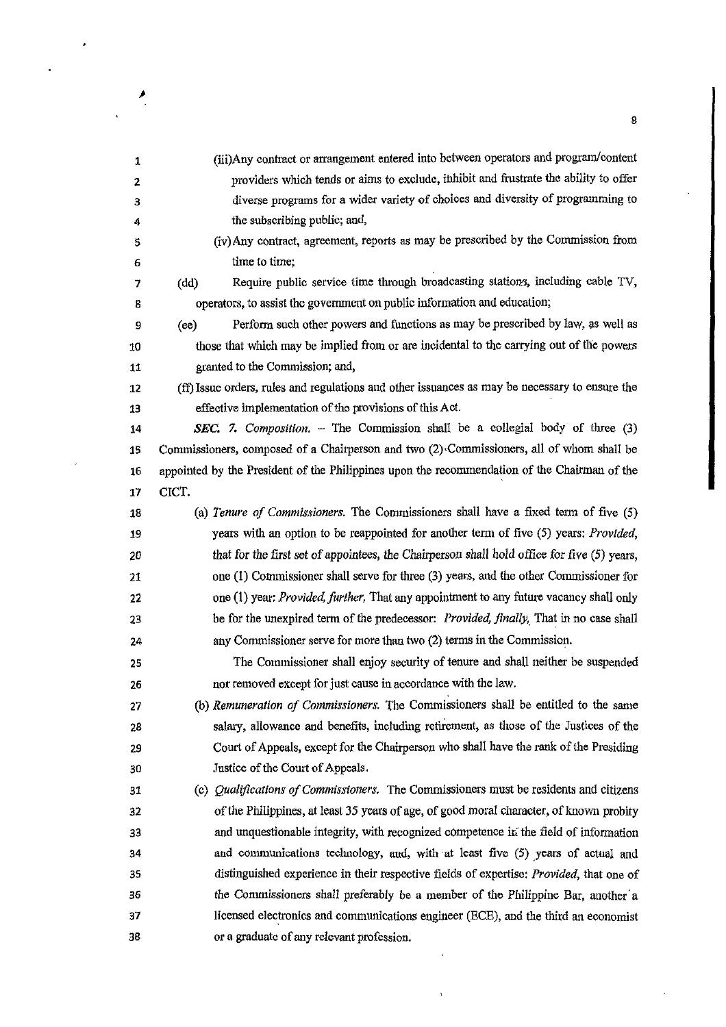(iii) Any contract or arrangement entered into between operators and program/content providers which tends or aims to exclude, inhibit and frustrate the ability to offer diverse programs for a wider variety of choices and diversity of programming to the subscribing public; and,

(iv) Any contract, agreement, reports as may be prescribed by the Commission from time to time;

(dd) Require public service time through broadcasting stations, including cable TV, operators, to assist the government on public information and education;

(ee) Perform such other powers and functions as may be prescribed by law, as well as those that which may be implied from or are incidental to the carrying out of the powers granted to the Commission; and,

(ff) Issue orders, rules and regulations and other issuances as may be necessary to ensure the effective implementation of the provisions of this Act.

***SEC. 7. Composition.*** – The Commission shall be a collegial body of three (3) Commissioners, composed of a Chairperson and two (2) Commissioners, all of whom shall be appointed by the President of the Philippines upon the recommendation of the Chairman of the CICT.

(a) *Tenure of Commissioners.* The Commissioners shall have a fixed term of five (5) years with an option to be reappointed for another term of five (5) years: *Provided,* that for the first set of appointees, the Chairperson shall hold office for five (5) years, one (1) Commissioner shall serve for three (3) years, and the other Commissioner for one (1) year: *Provided, further,* That any appointment to any future vacancy shall only be for the unexpired term of the predecessor: *Provided, finally,* That in no case shall any Commissioner serve for more than two (2) terms in the Commission.

The Commissioner shall enjoy security of tenure and shall neither be suspended nor removed except for just cause in accordance with the law.

(b) *Remuneration of Commissioners.* The Commissioners shall be entitled to the same salary, allowance and benefits, including retirement, as those of the Justices of the Court of Appeals, except for the Chairperson who shall have the rank of the Presiding Justice of the Court of Appeals.

(c) *Qualifications of Commissioners.* The Commissioners must be residents and citizens of the Philippines, at least 35 years of age, of good moral character, of known probity and unquestionable integrity, with recognized competence in the field of information and communications technology, and, with at least five (5) years of actual and distinguished experience in their respective fields of expertise: *Provided,* that one of the Commissioners shall preferably be a member of the Philippine Bar, another a licensed electronics and communications engineer (ECE), and the third an economist or a graduate of any relevant profession.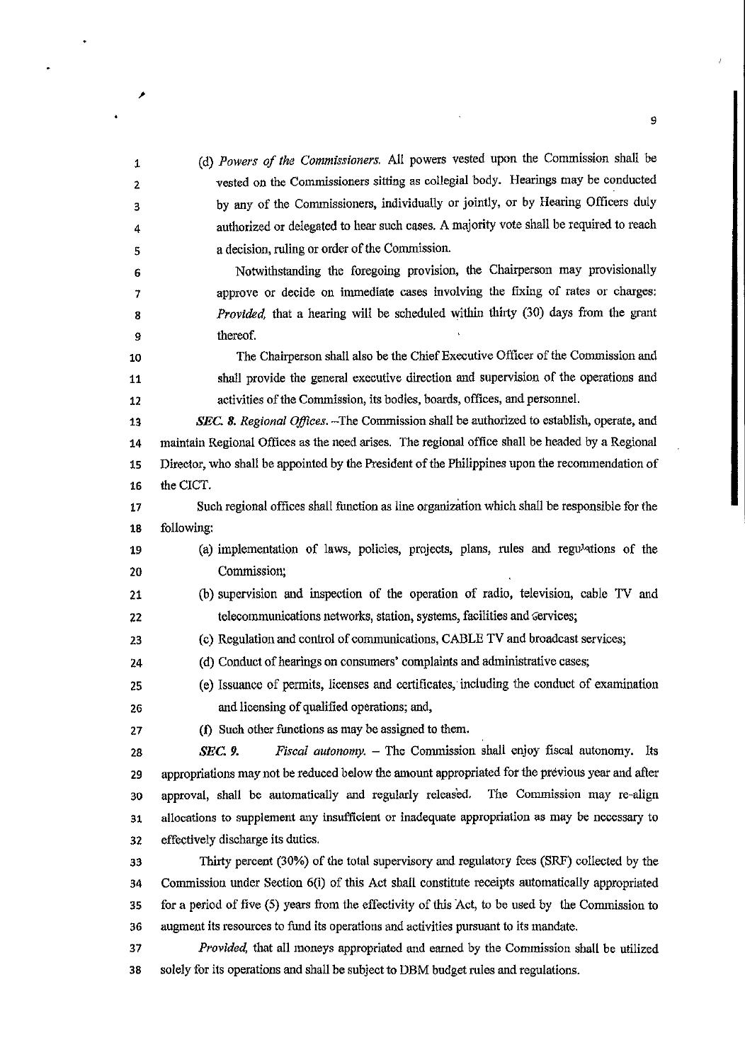(d) *Powers of the Commissioners.* All powers vested upon the Commission shall be vested on the Commissioners sitting as collegial body. Hearings may be conducted by any of the Commissioners, individually or jointly, or by Hearing Officers duly authorized or delegated to hear such cases. A majority vote shall be required to reach a decision, ruling or order of the Commission.

Notwithstanding the foregoing provision, the Chairperson may provisionally approve or decide on immediate cases involving the fixing of rates or charges: *Provided,* that a hearing will be scheduled within thirty (30) days from the grant thereof.

The Chairperson shall also be the Chief Executive Officer of the Commission and shall provide the general executive direction and supervision of the operations and activities of the Commission, its bodies, boards, offices, and personnel.

***SEC. 8.*** *Regional Offices.* --The Commission shall be authorized to establish, operate, and maintain Regional Offices as the need arises. The regional office shall be headed by a Regional Director, who shall be appointed by the President of the Philippines upon the recommendation of the CICT.

Such regional offices shall function as line organization which shall be responsible for the following:

(a) implementation of laws, policies, projects, plans, rules and regulations of the Commission;

(b) supervision and inspection of the operation of radio, television, cable TV and telecommunications networks, station, systems, facilities and services;

(c) Regulation and control of communications, CABLE TV and broadcast services;

(d) Conduct of hearings on consumers' complaints and administrative cases;

(e) Issuance of permits, licenses and certificates, including the conduct of examination and licensing of qualified operations; and,

(f) Such other functions as may be assigned to them.

***SEC. 9.*** *Fiscal autonomy.* – The Commission shall enjoy fiscal autonomy. Its appropriations may not be reduced below the amount appropriated for the previous year and after approval, shall be automatically and regularly released. The Commission may re-align allocations to supplement any insufficient or inadequate appropriation as may be necessary to effectively discharge its duties.

Thirty percent (30%) of the total supervisory and regulatory fees (SRF) collected by the Commission under Section 6(i) of this Act shall constitute receipts automatically appropriated for a period of five (5) years from the effectivity of this Act, to be used by the Commission to augment its resources to fund its operations and activities pursuant to its mandate.

*Provided,* that all moneys appropriated and earned by the Commission shall be utilized solely for its operations and shall be subject to DBM budget rules and regulations.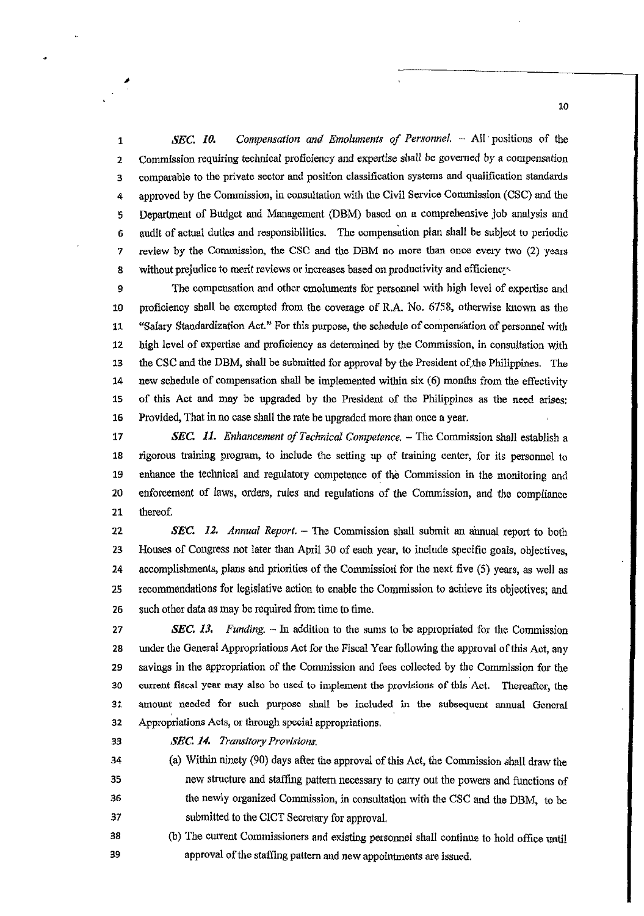*SEC. 10. Compensation and Emoluments of Personnel.* – All positions of the Commission requiring technical proficiency and expertise shall be governed by a compensation comparable to the private sector and position classification systems and qualification standards approved by the Commission, in consultation with the Civil Service Commission (CSC) and the Department of Budget and Management (DBM) based on a comprehensive job analysis and audit of actual duties and responsibilities. The compensation plan shall be subject to periodic review by the Commission, the CSC and the DBM no more than once every two (2) years without prejudice to merit reviews or increases based on productivity and efficiency.

The compensation and other emoluments for personnel with high level of expertise and proficiency shall be exempted from the coverage of R.A. No. 6758, otherwise known as the "Salary Standardization Act." For this purpose, the schedule of compensation of personnel with high level of expertise and proficiency as determined by the Commission, in consultation with the CSC and the DBM, shall be submitted for approval by the President of the Philippines. The new schedule of compensation shall be implemented within six (6) months from the effectivity of this Act and may be upgraded by the President of the Philippines as the need arises: Provided, That in no case shall the rate be upgraded more than once a year.

*SEC. 11. Enhancement of Technical Competence.* – The Commission shall establish a rigorous training program, to include the setting up of training center, for its personnel to enhance the technical and regulatory competence of the Commission in the monitoring and enforcement of laws, orders, rules and regulations of the Commission, and the compliance thereof.

*SEC. 12. Annual Report.* – The Commission shall submit an annual report to both Houses of Congress not later than April 30 of each year, to include specific goals, objectives, accomplishments, plans and priorities of the Commission for the next five (5) years, as well as recommendations for legislative action to enable the Commission to achieve its objectives; and such other data as may be required from time to time.

*SEC. 13. Funding.* – In addition to the sums to be appropriated for the Commission under the General Appropriations Act for the Fiscal Year following the approval of this Act, any savings in the appropriation of the Commission and fees collected by the Commission for the current fiscal year may also be used to implement the provisions of this Act. Thereafter, the amount needed for such purpose shall be included in the subsequent annual General Appropriations Acts, or through special appropriations.

*SEC. 14. Transitory Provisions.*

(a) Within ninety (90) days after the approval of this Act, the Commission shall draw the new structure and staffing pattern necessary to carry out the powers and functions of the newly organized Commission, in consultation with the CSC and the DBM, to be submitted to the CICT Secretary for approval.

(b) The current Commissioners and existing personnel shall continue to hold office until approval of the staffing pattern and new appointments are issued.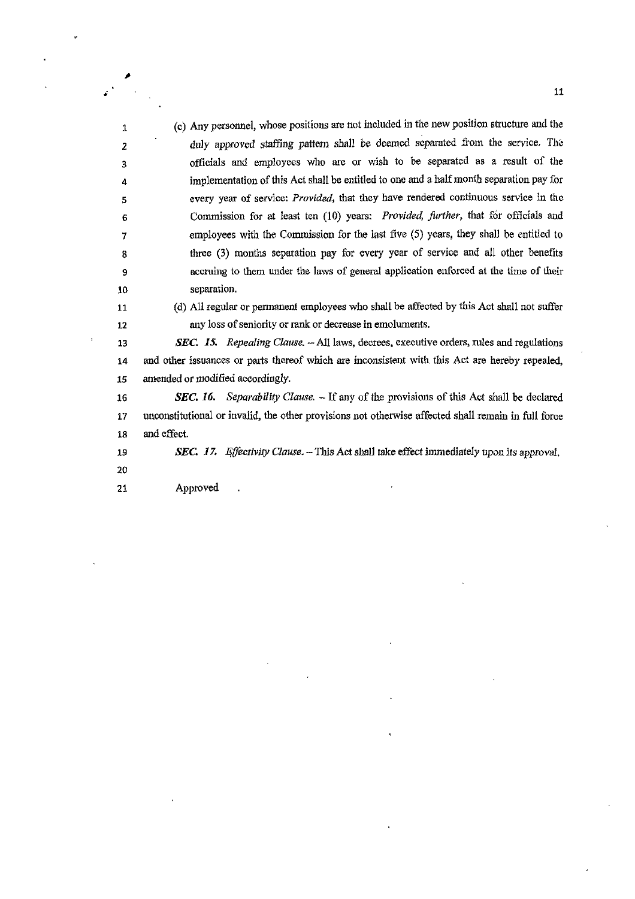(c) Any personnel, whose positions are not included in the new position structure and the duly approved staffing pattern shall be deemed separated from the service. The officials and employees who are or wish to be separated as a result of the implementation of this Act shall be entitled to one and a half month separation pay for every year of service: *Provided*, that they have rendered continuous service in the Commission for at least ten (10) years: *Provided, further*, that for officials and employees with the Commission for the last five (5) years, they shall be entitled to three (3) months separation pay for every year of service and all other benefits accruing to them under the laws of general application enforced at the time of their separation.

(d) All regular or permanent employees who shall be affected by this Act shall not suffer any loss of seniority or rank or decrease in emoluments.

***SEC. 15.*** *Repealing Clause.* – All laws, decrees, executive orders, rules and regulations and other issuances or parts thereof which are inconsistent with this Act are hereby repealed, amended or modified accordingly.

***SEC. 16.*** *Separability Clause.* – If any of the provisions of this Act shall be declared unconstitutional or invalid, the other provisions not otherwise affected shall remain in full force and effect.

***SEC. 17.*** *Effectivity Clause.* – This Act shall take effect immediately upon its approval.

Approved